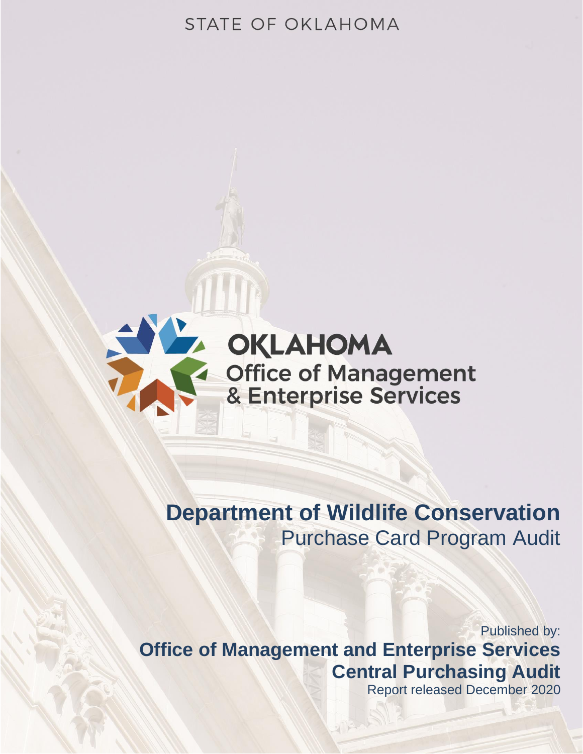STATE OF OKLAHOMA

OKLAHOMA
Office of Management
& Enterprise Services

# Department of Wildlife Conservation

## Purchase Card Program Audit

Published by:

**Office of Management and Enterprise Services**

**Central Purchasing Audit**

Report released December 2020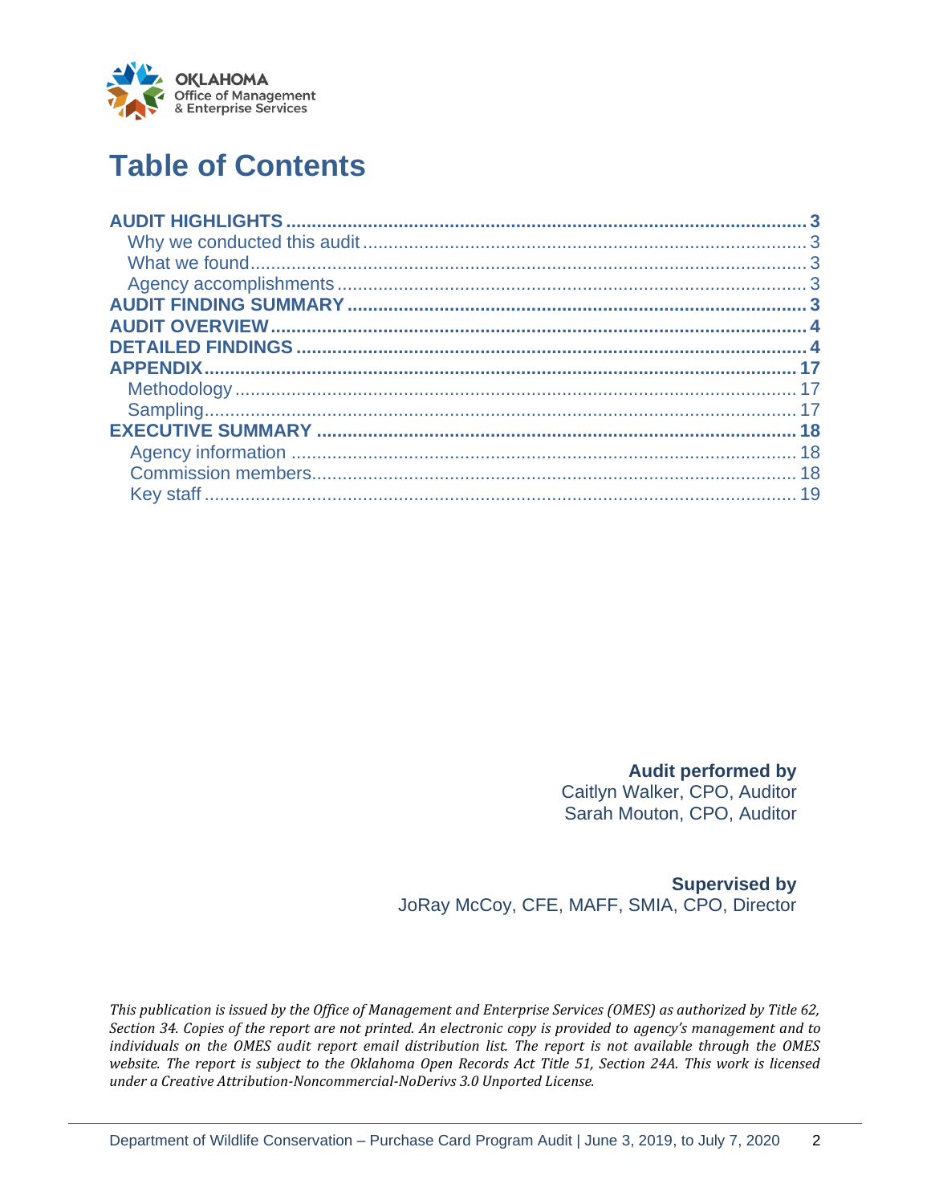OKLAHOMA
Office of Management
& Enterprise Services

# Table of Contents

**AUDIT HIGHLIGHTS** ..... 3
- Why we conducted this audit ..... 3
- What we found ..... 3
- Agency accomplishments ..... 3

**AUDIT FINDING SUMMARY** ..... 3

**AUDIT OVERVIEW** ..... 4

**DETAILED FINDINGS** ..... 4

**APPENDIX** ..... 17
- Methodology ..... 17
- Sampling ..... 17

**EXECUTIVE SUMMARY** ..... 18
- Agency information ..... 18
- Commission members ..... 18
- Key staff ..... 19

**Audit performed by**
Caitlyn Walker, CPO, Auditor
Sarah Mouton, CPO, Auditor

**Supervised by**
JoRay McCoy, CFE, MAFF, SMIA, CPO, Director

*This publication is issued by the Office of Management and Enterprise Services (OMES) as authorized by Title 62, Section 34. Copies of the report are not printed. An electronic copy is provided to agency's management and to individuals on the OMES audit report email distribution list. The report is not available through the OMES website. The report is subject to the Oklahoma Open Records Act Title 51, Section 24A. This work is licensed under a Creative Attribution-Noncommercial-NoDerivs 3.0 Unported License.*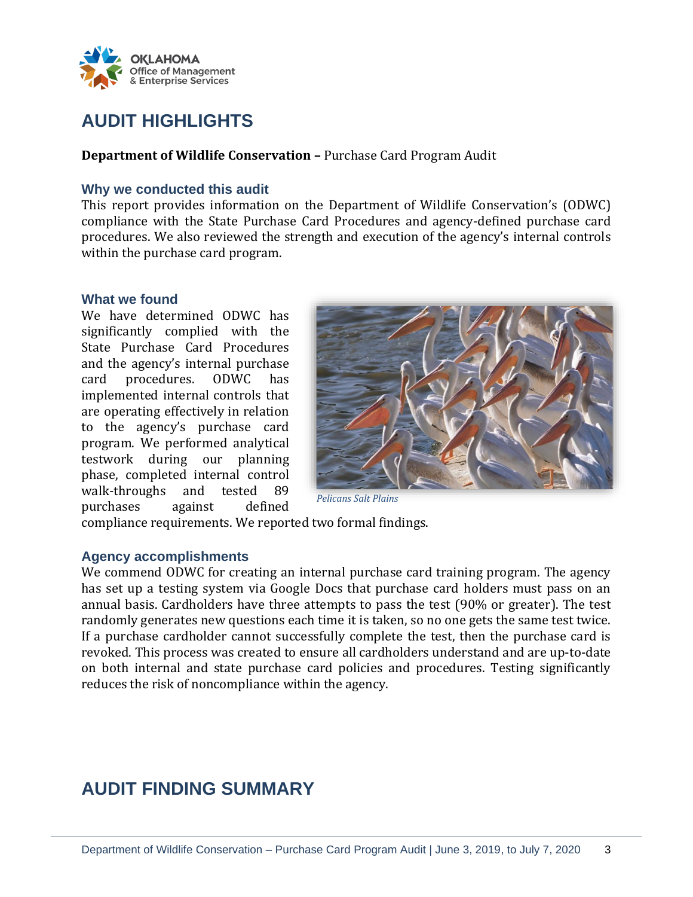# AUDIT HIGHLIGHTS

**Department of Wildlife Conservation –** Purchase Card Program Audit

### Why we conducted this audit

This report provides information on the Department of Wildlife Conservation's (ODWC) compliance with the State Purchase Card Procedures and agency-defined purchase card procedures. We also reviewed the strength and execution of the agency's internal controls within the purchase card program.

### What we found

We have determined ODWC has significantly complied with the State Purchase Card Procedures and the agency's internal purchase card procedures. ODWC has implemented internal controls that are operating effectively in relation to the agency's purchase card program. We performed analytical testwork during our planning phase, completed internal control walk-throughs and tested 89 purchases against defined compliance requirements. We reported two formal findings.

*Pelicans Salt Plains*

### Agency accomplishments

We commend ODWC for creating an internal purchase card training program. The agency has set up a testing system via Google Docs that purchase card holders must pass on an annual basis. Cardholders have three attempts to pass the test (90% or greater). The test randomly generates new questions each time it is taken, so no one gets the same test twice. If a purchase cardholder cannot successfully complete the test, then the purchase card is revoked. This process was created to ensure all cardholders understand and are up-to-date on both internal and state purchase card policies and procedures. Testing significantly reduces the risk of noncompliance within the agency.

# AUDIT FINDING SUMMARY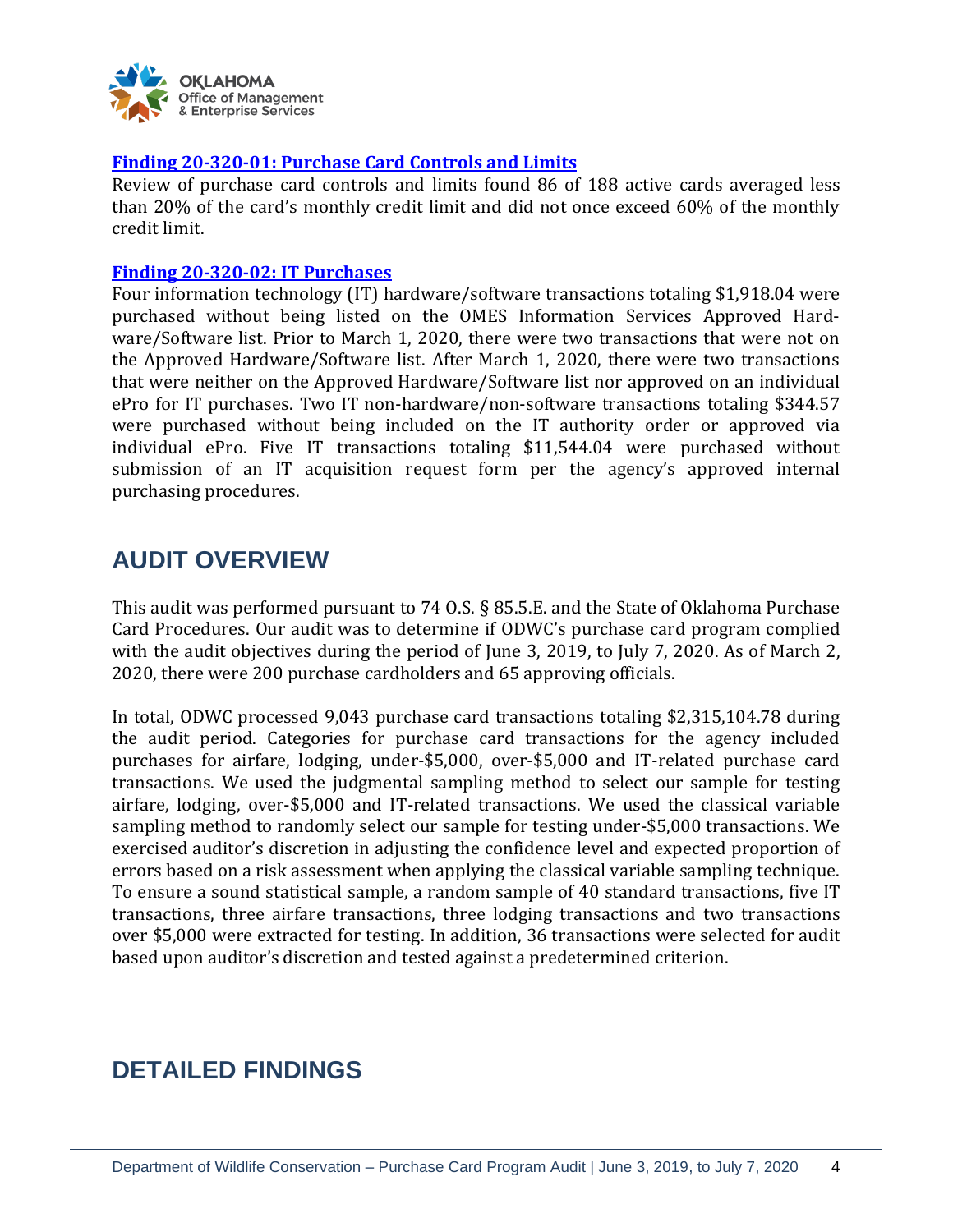**[Finding 20-320-01: Purchase Card Controls and Limits](#)**
Review of purchase card controls and limits found 86 of 188 active cards averaged less than 20% of the card's monthly credit limit and did not once exceed 60% of the monthly credit limit.

**[Finding 20-320-02: IT Purchases](#)**
Four information technology (IT) hardware/software transactions totaling $1,918.04 were purchased without being listed on the OMES Information Services Approved Hardware/Software list. Prior to March 1, 2020, there were two transactions that were not on the Approved Hardware/Software list. After March 1, 2020, there were two transactions that were neither on the Approved Hardware/Software list nor approved on an individual ePro for IT purchases. Two IT non-hardware/non-software transactions totaling $344.57 were purchased without being included on the IT authority order or approved via individual ePro. Five IT transactions totaling $11,544.04 were purchased without submission of an IT acquisition request form per the agency's approved internal purchasing procedures.

## AUDIT OVERVIEW

This audit was performed pursuant to 74 O.S. § 85.5.E. and the State of Oklahoma Purchase Card Procedures. Our audit was to determine if ODWC's purchase card program complied with the audit objectives during the period of June 3, 2019, to July 7, 2020. As of March 2, 2020, there were 200 purchase cardholders and 65 approving officials.

In total, ODWC processed 9,043 purchase card transactions totaling $2,315,104.78 during the audit period. Categories for purchase card transactions for the agency included purchases for airfare, lodging, under-$5,000, over-$5,000 and IT-related purchase card transactions. We used the judgmental sampling method to select our sample for testing airfare, lodging, over-$5,000 and IT-related transactions. We used the classical variable sampling method to randomly select our sample for testing under-$5,000 transactions. We exercised auditor's discretion in adjusting the confidence level and expected proportion of errors based on a risk assessment when applying the classical variable sampling technique. To ensure a sound statistical sample, a random sample of 40 standard transactions, five IT transactions, three airfare transactions, three lodging transactions and two transactions over $5,000 were extracted for testing. In addition, 36 transactions were selected for audit based upon auditor's discretion and tested against a predetermined criterion.

## DETAILED FINDINGS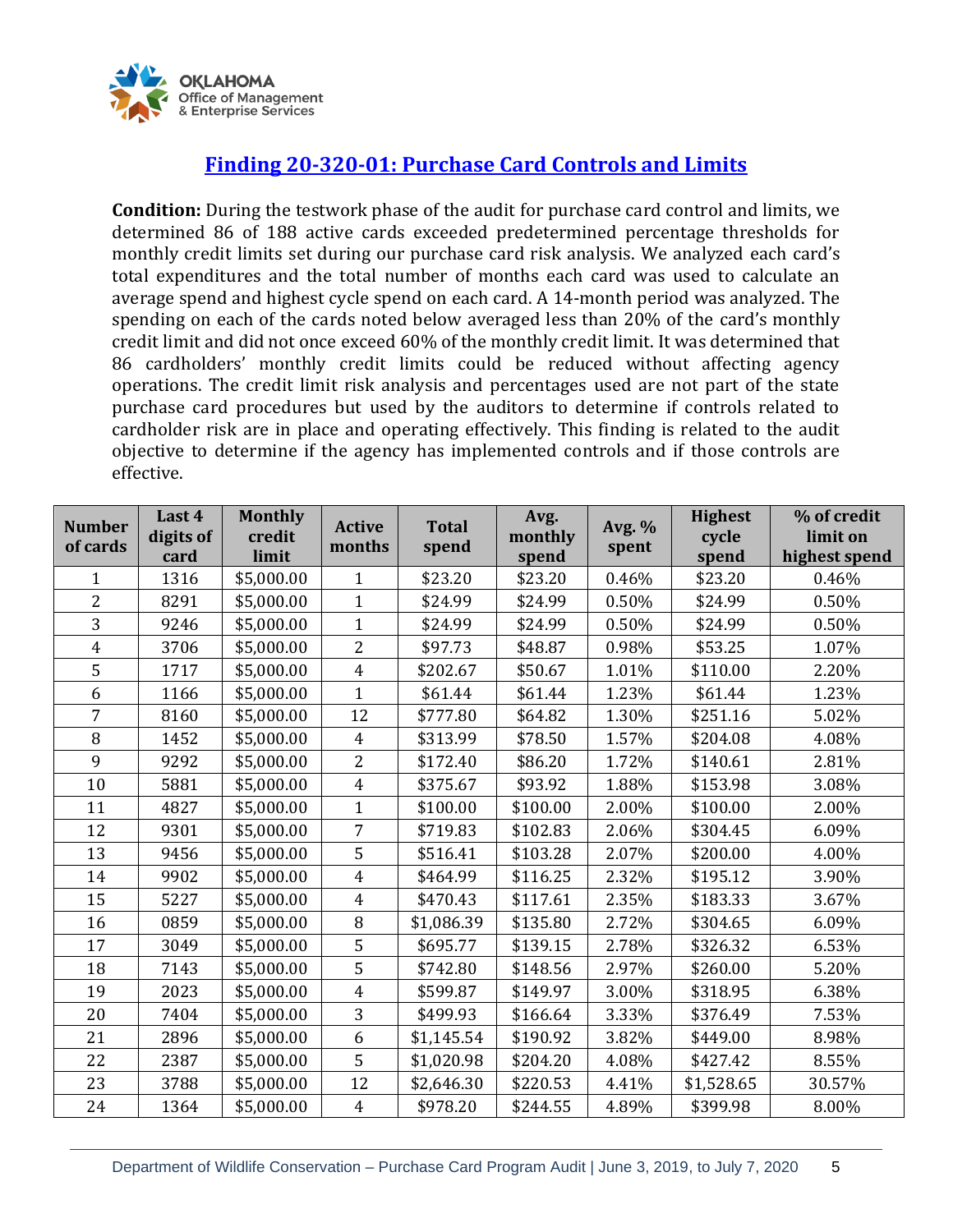## Finding 20-320-01: Purchase Card Controls and Limits

**Condition:** During the testwork phase of the audit for purchase card control and limits, we determined 86 of 188 active cards exceeded predetermined percentage thresholds for monthly credit limits set during our purchase card risk analysis. We analyzed each card's total expenditures and the total number of months each card was used to calculate an average spend and highest cycle spend on each card. A 14-month period was analyzed. The spending on each of the cards noted below averaged less than 20% of the card's monthly credit limit and did not once exceed 60% of the monthly credit limit. It was determined that 86 cardholders' monthly credit limits could be reduced without affecting agency operations. The credit limit risk analysis and percentages used are not part of the state purchase card procedures but used by the auditors to determine if controls related to cardholder risk are in place and operating effectively. This finding is related to the audit objective to determine if the agency has implemented controls and if those controls are effective.

| Number of cards | Last 4 digits of card | Monthly credit limit | Active months | Total spend | Avg. monthly spend | Avg. % spent | Highest cycle spend | % of credit limit on highest spend |
|---|---|---|---|---|---|---|---|---|
| 1 | 1316 | $5,000.00 | 1 | $23.20 | $23.20 | 0.46% | $23.20 | 0.46% |
| 2 | 8291 | $5,000.00 | 1 | $24.99 | $24.99 | 0.50% | $24.99 | 0.50% |
| 3 | 9246 | $5,000.00 | 1 | $24.99 | $24.99 | 0.50% | $24.99 | 0.50% |
| 4 | 3706 | $5,000.00 | 2 | $97.73 | $48.87 | 0.98% | $53.25 | 1.07% |
| 5 | 1717 | $5,000.00 | 4 | $202.67 | $50.67 | 1.01% | $110.00 | 2.20% |
| 6 | 1166 | $5,000.00 | 1 | $61.44 | $61.44 | 1.23% | $61.44 | 1.23% |
| 7 | 8160 | $5,000.00 | 12 | $777.80 | $64.82 | 1.30% | $251.16 | 5.02% |
| 8 | 1452 | $5,000.00 | 4 | $313.99 | $78.50 | 1.57% | $204.08 | 4.08% |
| 9 | 9292 | $5,000.00 | 2 | $172.40 | $86.20 | 1.72% | $140.61 | 2.81% |
| 10 | 5881 | $5,000.00 | 4 | $375.67 | $93.92 | 1.88% | $153.98 | 3.08% |
| 11 | 4827 | $5,000.00 | 1 | $100.00 | $100.00 | 2.00% | $100.00 | 2.00% |
| 12 | 9301 | $5,000.00 | 7 | $719.83 | $102.83 | 2.06% | $304.45 | 6.09% |
| 13 | 9456 | $5,000.00 | 5 | $516.41 | $103.28 | 2.07% | $200.00 | 4.00% |
| 14 | 9902 | $5,000.00 | 4 | $464.99 | $116.25 | 2.32% | $195.12 | 3.90% |
| 15 | 5227 | $5,000.00 | 4 | $470.43 | $117.61 | 2.35% | $183.33 | 3.67% |
| 16 | 0859 | $5,000.00 | 8 | $1,086.39 | $135.80 | 2.72% | $304.65 | 6.09% |
| 17 | 3049 | $5,000.00 | 5 | $695.77 | $139.15 | 2.78% | $326.32 | 6.53% |
| 18 | 7143 | $5,000.00 | 5 | $742.80 | $148.56 | 2.97% | $260.00 | 5.20% |
| 19 | 2023 | $5,000.00 | 4 | $599.87 | $149.97 | 3.00% | $318.95 | 6.38% |
| 20 | 7404 | $5,000.00 | 3 | $499.93 | $166.64 | 3.33% | $376.49 | 7.53% |
| 21 | 2896 | $5,000.00 | 6 | $1,145.54 | $190.92 | 3.82% | $449.00 | 8.98% |
| 22 | 2387 | $5,000.00 | 5 | $1,020.98 | $204.20 | 4.08% | $427.42 | 8.55% |
| 23 | 3788 | $5,000.00 | 12 | $2,646.30 | $220.53 | 4.41% | $1,528.65 | 30.57% |
| 24 | 1364 | $5,000.00 | 4 | $978.20 | $244.55 | 4.89% | $399.98 | 8.00% |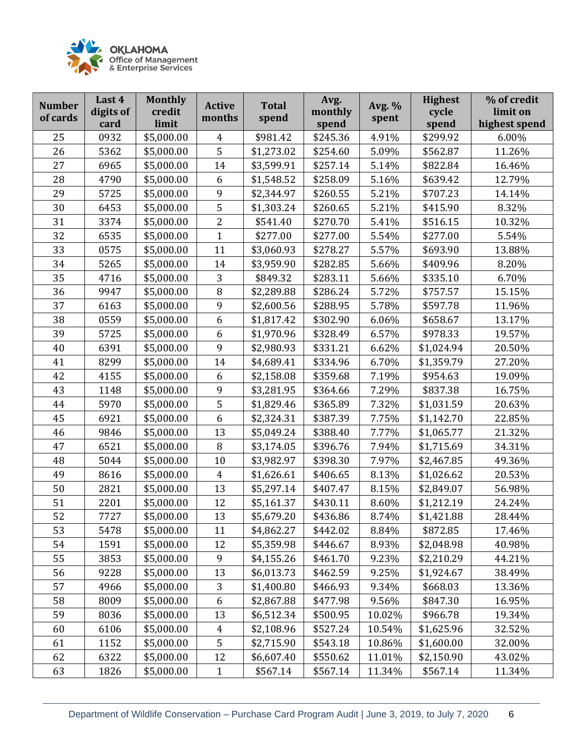| Number of cards | Last 4 digits of card | Monthly credit limit | Active months | Total spend | Avg. monthly spend | Avg. % spent | Highest cycle spend | % of credit limit on highest spend |
|---|---|---|---|---|---|---|---|---|
| 25 | 0932 | $5,000.00 | 4 | $981.42 | $245.36 | 4.91% | $299.92 | 6.00% |
| 26 | 5362 | $5,000.00 | 5 | $1,273.02 | $254.60 | 5.09% | $562.87 | 11.26% |
| 27 | 6965 | $5,000.00 | 14 | $3,599.91 | $257.14 | 5.14% | $822.84 | 16.46% |
| 28 | 4790 | $5,000.00 | 6 | $1,548.52 | $258.09 | 5.16% | $639.42 | 12.79% |
| 29 | 5725 | $5,000.00 | 9 | $2,344.97 | $260.55 | 5.21% | $707.23 | 14.14% |
| 30 | 6453 | $5,000.00 | 5 | $1,303.24 | $260.65 | 5.21% | $415.90 | 8.32% |
| 31 | 3374 | $5,000.00 | 2 | $541.40 | $270.70 | 5.41% | $516.15 | 10.32% |
| 32 | 6535 | $5,000.00 | 1 | $277.00 | $277.00 | 5.54% | $277.00 | 5.54% |
| 33 | 0575 | $5,000.00 | 11 | $3,060.93 | $278.27 | 5.57% | $693.90 | 13.88% |
| 34 | 5265 | $5,000.00 | 14 | $3,959.90 | $282.85 | 5.66% | $409.96 | 8.20% |
| 35 | 4716 | $5,000.00 | 3 | $849.32 | $283.11 | 5.66% | $335.10 | 6.70% |
| 36 | 9947 | $5,000.00 | 8 | $2,289.88 | $286.24 | 5.72% | $757.57 | 15.15% |
| 37 | 6163 | $5,000.00 | 9 | $2,600.56 | $288.95 | 5.78% | $597.78 | 11.96% |
| 38 | 0559 | $5,000.00 | 6 | $1,817.42 | $302.90 | 6.06% | $658.67 | 13.17% |
| 39 | 5725 | $5,000.00 | 6 | $1,970.96 | $328.49 | 6.57% | $978.33 | 19.57% |
| 40 | 6391 | $5,000.00 | 9 | $2,980.93 | $331.21 | 6.62% | $1,024.94 | 20.50% |
| 41 | 8299 | $5,000.00 | 14 | $4,689.41 | $334.96 | 6.70% | $1,359.79 | 27.20% |
| 42 | 4155 | $5,000.00 | 6 | $2,158.08 | $359.68 | 7.19% | $954.63 | 19.09% |
| 43 | 1148 | $5,000.00 | 9 | $3,281.95 | $364.66 | 7.29% | $837.38 | 16.75% |
| 44 | 5970 | $5,000.00 | 5 | $1,829.46 | $365.89 | 7.32% | $1,031.59 | 20.63% |
| 45 | 6921 | $5,000.00 | 6 | $2,324.31 | $387.39 | 7.75% | $1,142.70 | 22.85% |
| 46 | 9846 | $5,000.00 | 13 | $5,049.24 | $388.40 | 7.77% | $1,065.77 | 21.32% |
| 47 | 6521 | $5,000.00 | 8 | $3,174.05 | $396.76 | 7.94% | $1,715.69 | 34.31% |
| 48 | 5044 | $5,000.00 | 10 | $3,982.97 | $398.30 | 7.97% | $2,467.85 | 49.36% |
| 49 | 8616 | $5,000.00 | 4 | $1,626.61 | $406.65 | 8.13% | $1,026.62 | 20.53% |
| 50 | 2821 | $5,000.00 | 13 | $5,297.14 | $407.47 | 8.15% | $2,849.07 | 56.98% |
| 51 | 2201 | $5,000.00 | 12 | $5,161.37 | $430.11 | 8.60% | $1,212.19 | 24.24% |
| 52 | 7727 | $5,000.00 | 13 | $5,679.20 | $436.86 | 8.74% | $1,421.88 | 28.44% |
| 53 | 5478 | $5,000.00 | 11 | $4,862.27 | $442.02 | 8.84% | $872.85 | 17.46% |
| 54 | 1591 | $5,000.00 | 12 | $5,359.98 | $446.67 | 8.93% | $2,048.98 | 40.98% |
| 55 | 3853 | $5,000.00 | 9 | $4,155.26 | $461.70 | 9.23% | $2,210.29 | 44.21% |
| 56 | 9228 | $5,000.00 | 13 | $6,013.73 | $462.59 | 9.25% | $1,924.67 | 38.49% |
| 57 | 4966 | $5,000.00 | 3 | $1,400.80 | $466.93 | 9.34% | $668.03 | 13.36% |
| 58 | 8009 | $5,000.00 | 6 | $2,867.88 | $477.98 | 9.56% | $847.30 | 16.95% |
| 59 | 8036 | $5,000.00 | 13 | $6,512.34 | $500.95 | 10.02% | $966.78 | 19.34% |
| 60 | 6106 | $5,000.00 | 4 | $2,108.96 | $527.24 | 10.54% | $1,625.96 | 32.52% |
| 61 | 1152 | $5,000.00 | 5 | $2,715.90 | $543.18 | 10.86% | $1,600.00 | 32.00% |
| 62 | 6322 | $5,000.00 | 12 | $6,607.40 | $550.62 | 11.01% | $2,150.90 | 43.02% |
| 63 | 1826 | $5,000.00 | 1 | $567.14 | $567.14 | 11.34% | $567.14 | 11.34% |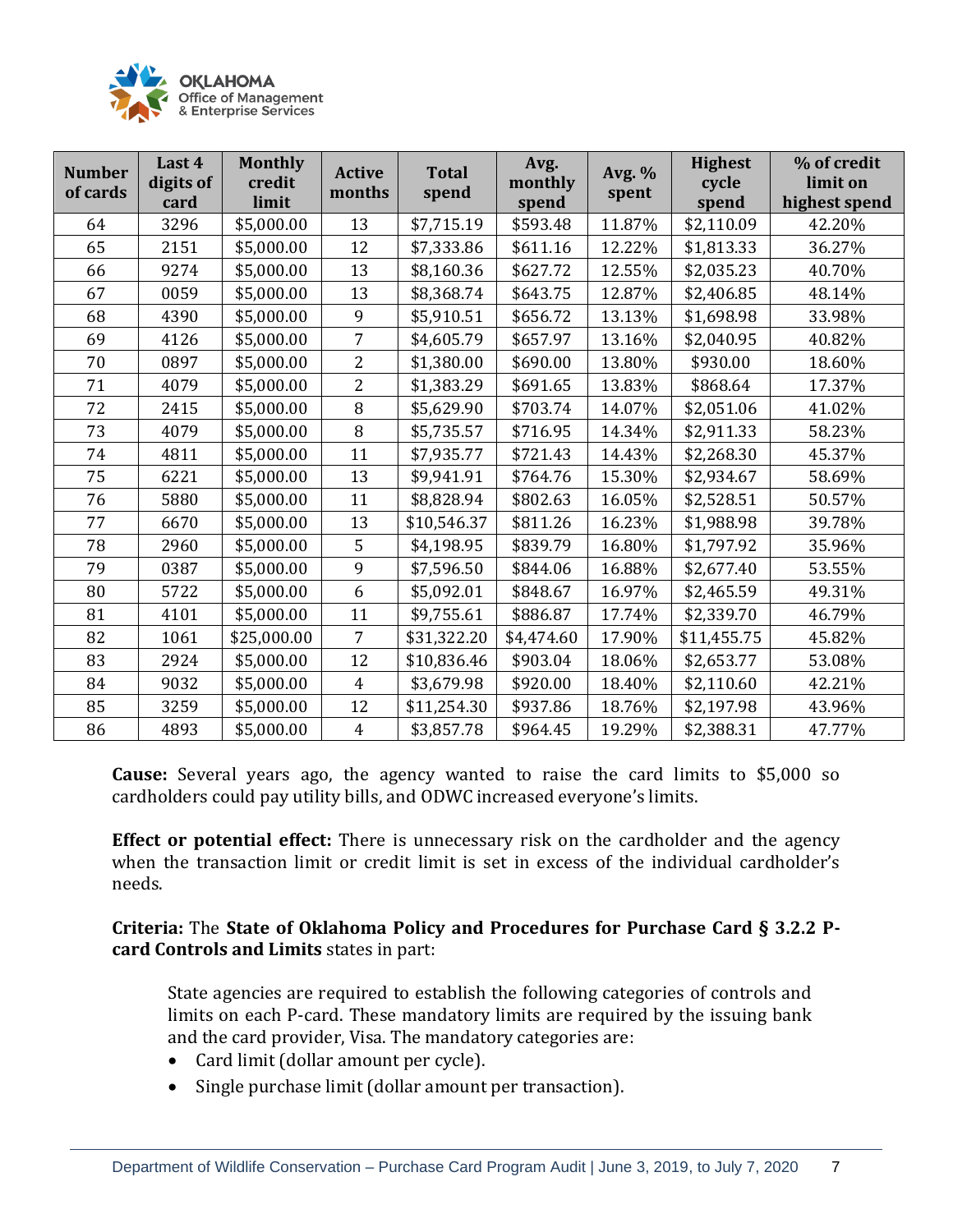| Number of cards | Last 4 digits of card | Monthly credit limit | Active months | Total spend | Avg. monthly spend | Avg. % spent | Highest cycle spend | % of credit limit on highest spend |
|---|---|---|---|---|---|---|---|---|
| 64 | 3296 | $5,000.00 | 13 | $7,715.19 | $593.48 | 11.87% | $2,110.09 | 42.20% |
| 65 | 2151 | $5,000.00 | 12 | $7,333.86 | $611.16 | 12.22% | $1,813.33 | 36.27% |
| 66 | 9274 | $5,000.00 | 13 | $8,160.36 | $627.72 | 12.55% | $2,035.23 | 40.70% |
| 67 | 0059 | $5,000.00 | 13 | $8,368.74 | $643.75 | 12.87% | $2,406.85 | 48.14% |
| 68 | 4390 | $5,000.00 | 9 | $5,910.51 | $656.72 | 13.13% | $1,698.98 | 33.98% |
| 69 | 4126 | $5,000.00 | 7 | $4,605.79 | $657.97 | 13.16% | $2,040.95 | 40.82% |
| 70 | 0897 | $5,000.00 | 2 | $1,380.00 | $690.00 | 13.80% | $930.00 | 18.60% |
| 71 | 4079 | $5,000.00 | 2 | $1,383.29 | $691.65 | 13.83% | $868.64 | 17.37% |
| 72 | 2415 | $5,000.00 | 8 | $5,629.90 | $703.74 | 14.07% | $2,051.06 | 41.02% |
| 73 | 4079 | $5,000.00 | 8 | $5,735.57 | $716.95 | 14.34% | $2,911.33 | 58.23% |
| 74 | 4811 | $5,000.00 | 11 | $7,935.77 | $721.43 | 14.43% | $2,268.30 | 45.37% |
| 75 | 6221 | $5,000.00 | 13 | $9,941.91 | $764.76 | 15.30% | $2,934.67 | 58.69% |
| 76 | 5880 | $5,000.00 | 11 | $8,828.94 | $802.63 | 16.05% | $2,528.51 | 50.57% |
| 77 | 6670 | $5,000.00 | 13 | $10,546.37 | $811.26 | 16.23% | $1,988.98 | 39.78% |
| 78 | 2960 | $5,000.00 | 5 | $4,198.95 | $839.79 | 16.80% | $1,797.92 | 35.96% |
| 79 | 0387 | $5,000.00 | 9 | $7,596.50 | $844.06 | 16.88% | $2,677.40 | 53.55% |
| 80 | 5722 | $5,000.00 | 6 | $5,092.01 | $848.67 | 16.97% | $2,465.59 | 49.31% |
| 81 | 4101 | $5,000.00 | 11 | $9,755.61 | $886.87 | 17.74% | $2,339.70 | 46.79% |
| 82 | 1061 | $25,000.00 | 7 | $31,322.20 | $4,474.60 | 17.90% | $11,455.75 | 45.82% |
| 83 | 2924 | $5,000.00 | 12 | $10,836.46 | $903.04 | 18.06% | $2,653.77 | 53.08% |
| 84 | 9032 | $5,000.00 | 4 | $3,679.98 | $920.00 | 18.40% | $2,110.60 | 42.21% |
| 85 | 3259 | $5,000.00 | 12 | $11,254.30 | $937.86 | 18.76% | $2,197.98 | 43.96% |
| 86 | 4893 | $5,000.00 | 4 | $3,857.78 | $964.45 | 19.29% | $2,388.31 | 47.77% |

**Cause:** Several years ago, the agency wanted to raise the card limits to $5,000 so cardholders could pay utility bills, and ODWC increased everyone's limits.

**Effect or potential effect:** There is unnecessary risk on the cardholder and the agency when the transaction limit or credit limit is set in excess of the individual cardholder's needs.

**Criteria:** The **State of Oklahoma Policy and Procedures for Purchase Card § 3.2.2 P-card Controls and Limits** states in part:

> State agencies are required to establish the following categories of controls and limits on each P-card. These mandatory limits are required by the issuing bank and the card provider, Visa. The mandatory categories are:
>
> - Card limit (dollar amount per cycle).
> - Single purchase limit (dollar amount per transaction).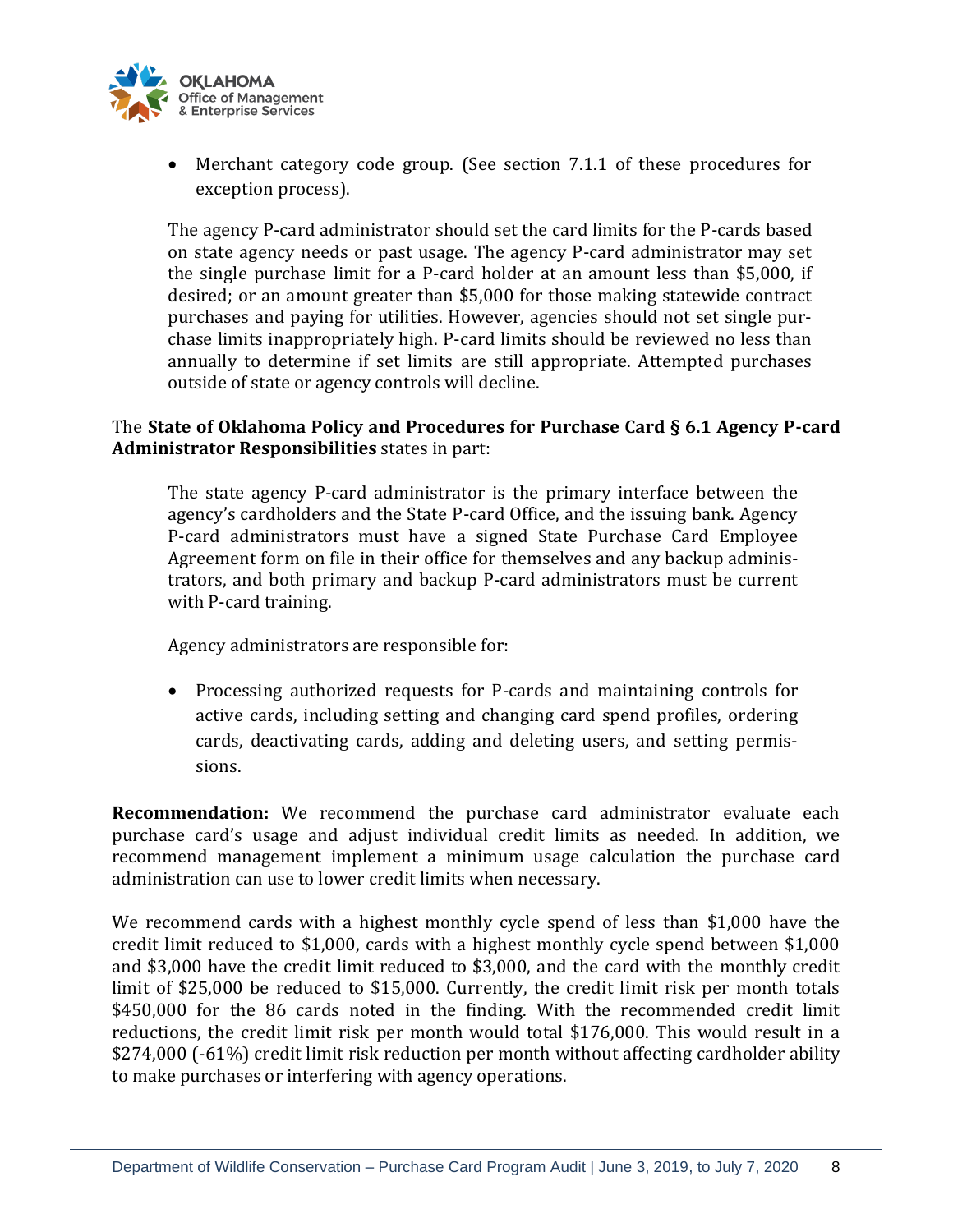> - Merchant category code group. (See section 7.1.1 of these procedures for exception process).
>
> The agency P-card administrator should set the card limits for the P-cards based on state agency needs or past usage. The agency P-card administrator may set the single purchase limit for a P-card holder at an amount less than $5,000, if desired; or an amount greater than $5,000 for those making statewide contract purchases and paying for utilities. However, agencies should not set single purchase limits inappropriately high. P-card limits should be reviewed no less than annually to determine if set limits are still appropriate. Attempted purchases outside of state or agency controls will decline.

The **State of Oklahoma Policy and Procedures for Purchase Card § 6.1 Agency P-card Administrator Responsibilities** states in part:

> The state agency P-card administrator is the primary interface between the agency's cardholders and the State P-card Office, and the issuing bank. Agency P-card administrators must have a signed State Purchase Card Employee Agreement form on file in their office for themselves and any backup administrators, and both primary and backup P-card administrators must be current with P-card training.
>
> Agency administrators are responsible for:
>
> - Processing authorized requests for P-cards and maintaining controls for active cards, including setting and changing card spend profiles, ordering cards, deactivating cards, adding and deleting users, and setting permissions.

**Recommendation:** We recommend the purchase card administrator evaluate each purchase card's usage and adjust individual credit limits as needed. In addition, we recommend management implement a minimum usage calculation the purchase card administration can use to lower credit limits when necessary.

We recommend cards with a highest monthly cycle spend of less than $1,000 have the credit limit reduced to $1,000, cards with a highest monthly cycle spend between $1,000 and $3,000 have the credit limit reduced to $3,000, and the card with the monthly credit limit of $25,000 be reduced to $15,000. Currently, the credit limit risk per month totals $450,000 for the 86 cards noted in the finding. With the recommended credit limit reductions, the credit limit risk per month would total $176,000. This would result in a $274,000 (-61%) credit limit risk reduction per month without affecting cardholder ability to make purchases or interfering with agency operations.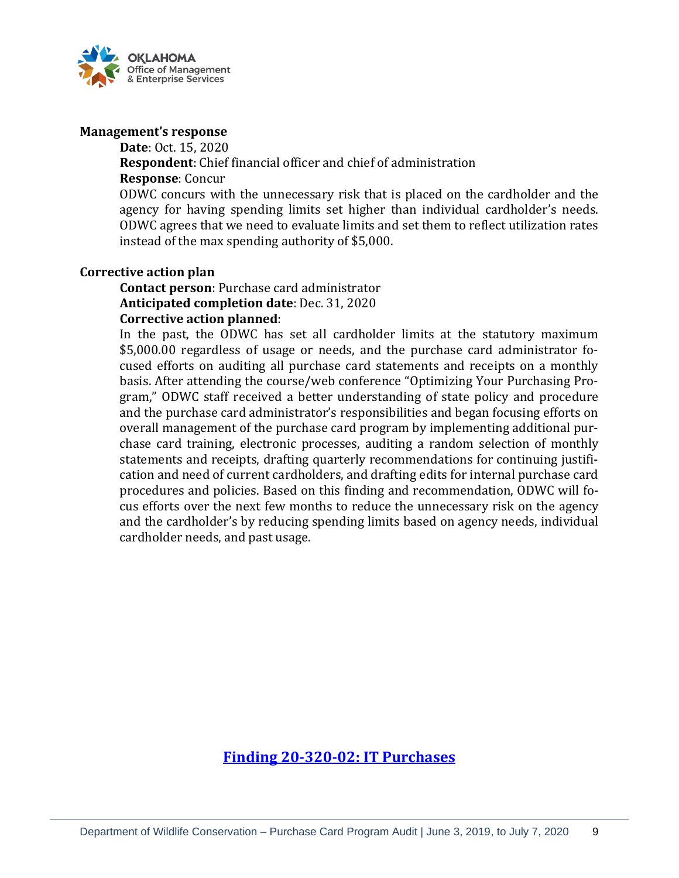**Management's response**

**Date**: Oct. 15, 2020

**Respondent**: Chief financial officer and chief of administration

**Response**: Concur

ODWC concurs with the unnecessary risk that is placed on the cardholder and the agency for having spending limits set higher than individual cardholder's needs. ODWC agrees that we need to evaluate limits and set them to reflect utilization rates instead of the max spending authority of $5,000.

**Corrective action plan**

**Contact person**: Purchase card administrator

**Anticipated completion date**: Dec. 31, 2020

**Corrective action planned**:

In the past, the ODWC has set all cardholder limits at the statutory maximum $5,000.00 regardless of usage or needs, and the purchase card administrator focused efforts on auditing all purchase card statements and receipts on a monthly basis. After attending the course/web conference "Optimizing Your Purchasing Program," ODWC staff received a better understanding of state policy and procedure and the purchase card administrator's responsibilities and began focusing efforts on overall management of the purchase card program by implementing additional purchase card training, electronic processes, auditing a random selection of monthly statements and receipts, drafting quarterly recommendations for continuing justification and need of current cardholders, and drafting edits for internal purchase card procedures and policies. Based on this finding and recommendation, ODWC will focus efforts over the next few months to reduce the unnecessary risk on the agency and the cardholder's by reducing spending limits based on agency needs, individual cardholder needs, and past usage.

## Finding 20-320-02: IT Purchases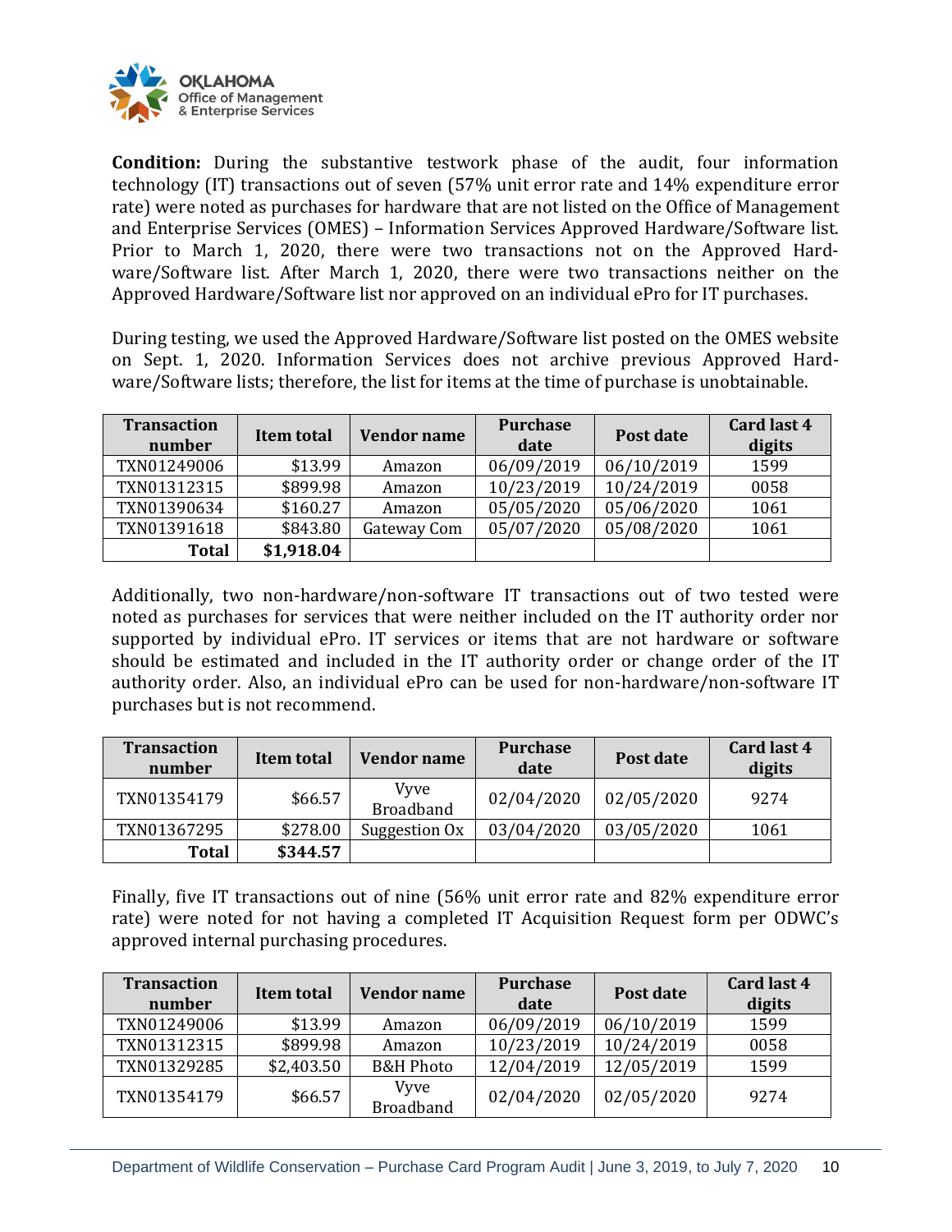**Condition:** During the substantive testwork phase of the audit, four information technology (IT) transactions out of seven (57% unit error rate and 14% expenditure error rate) were noted as purchases for hardware that are not listed on the Office of Management and Enterprise Services (OMES) – Information Services Approved Hardware/Software list. Prior to March 1, 2020, there were two transactions not on the Approved Hardware/Software list. After March 1, 2020, there were two transactions neither on the Approved Hardware/Software list nor approved on an individual ePro for IT purchases.

During testing, we used the Approved Hardware/Software list posted on the OMES website on Sept. 1, 2020. Information Services does not archive previous Approved Hardware/Software lists; therefore, the list for items at the time of purchase is unobtainable.

| Transaction number | Item total | Vendor name | Purchase date | Post date | Card last 4 digits |
|---|---|---|---|---|---|
| TXN01249006 | $13.99 | Amazon | 06/09/2019 | 06/10/2019 | 1599 |
| TXN01312315 | $899.98 | Amazon | 10/23/2019 | 10/24/2019 | 0058 |
| TXN01390634 | $160.27 | Amazon | 05/05/2020 | 05/06/2020 | 1061 |
| TXN01391618 | $843.80 | Gateway Com | 05/07/2020 | 05/08/2020 | 1061 |
| **Total** | **$1,918.04** | | | | |

Additionally, two non-hardware/non-software IT transactions out of two tested were noted as purchases for services that were neither included on the IT authority order nor supported by individual ePro. IT services or items that are not hardware or software should be estimated and included in the IT authority order or change order of the IT authority order. Also, an individual ePro can be used for non-hardware/non-software IT purchases but is not recommend.

| Transaction number | Item total | Vendor name | Purchase date | Post date | Card last 4 digits |
|---|---|---|---|---|---|
| TXN01354179 | $66.57 | Vyve Broadband | 02/04/2020 | 02/05/2020 | 9274 |
| TXN01367295 | $278.00 | Suggestion Ox | 03/04/2020 | 03/05/2020 | 1061 |
| **Total** | **$344.57** | | | | |

Finally, five IT transactions out of nine (56% unit error rate and 82% expenditure error rate) were noted for not having a completed IT Acquisition Request form per ODWC's approved internal purchasing procedures.

| Transaction number | Item total | Vendor name | Purchase date | Post date | Card last 4 digits |
|---|---|---|---|---|---|
| TXN01249006 | $13.99 | Amazon | 06/09/2019 | 06/10/2019 | 1599 |
| TXN01312315 | $899.98 | Amazon | 10/23/2019 | 10/24/2019 | 0058 |
| TXN01329285 | $2,403.50 | B&H Photo | 12/04/2019 | 12/05/2019 | 1599 |
| TXN01354179 | $66.57 | Vyve Broadband | 02/04/2020 | 02/05/2020 | 9274 |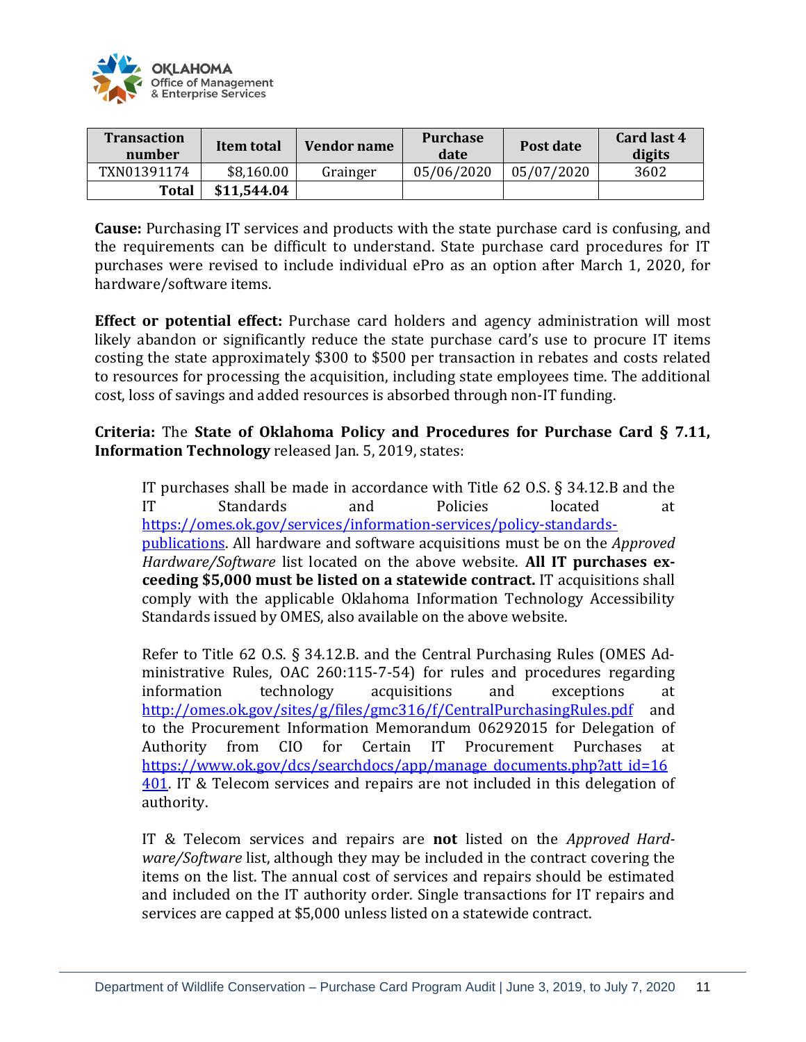| Transaction number | Item total | Vendor name | Purchase date | Post date | Card last 4 digits |
|---|---|---|---|---|---|
| TXN01391174 | $8,160.00 | Grainger | 05/06/2020 | 05/07/2020 | 3602 |
| **Total** | **$11,544.04** | | | | |

**Cause:** Purchasing IT services and products with the state purchase card is confusing, and the requirements can be difficult to understand. State purchase card procedures for IT purchases were revised to include individual ePro as an option after March 1, 2020, for hardware/software items.

**Effect or potential effect:** Purchase card holders and agency administration will most likely abandon or significantly reduce the state purchase card's use to procure IT items costing the state approximately $300 to $500 per transaction in rebates and costs related to resources for processing the acquisition, including state employees time. The additional cost, loss of savings and added resources is absorbed through non-IT funding.

**Criteria:** The **State of Oklahoma Policy and Procedures for Purchase Card § 7.11, Information Technology** released Jan. 5, 2019, states:

> IT purchases shall be made in accordance with Title 62 O.S. § 34.12.B and the IT Standards and Policies located at https://omes.ok.gov/services/information-services/policy-standards-publications. All hardware and software acquisitions must be on the *Approved Hardware/Software* list located on the above website. **All IT purchases exceeding $5,000 must be listed on a statewide contract.** IT acquisitions shall comply with the applicable Oklahoma Information Technology Accessibility Standards issued by OMES, also available on the above website.
>
> Refer to Title 62 O.S. § 34.12.B. and the Central Purchasing Rules (OMES Administrative Rules, OAC 260:115-7-54) for rules and procedures regarding information technology acquisitions and exceptions at http://omes.ok.gov/sites/g/files/gmc316/f/CentralPurchasingRules.pdf and to the Procurement Information Memorandum 06292015 for Delegation of Authority from CIO for Certain IT Procurement Purchases at https://www.ok.gov/dcs/searchdocs/app/manage_documents.php?att_id=16401. IT & Telecom services and repairs are not included in this delegation of authority.
>
> IT & Telecom services and repairs are **not** listed on the *Approved Hardware/Software* list, although they may be included in the contract covering the items on the list. The annual cost of services and repairs should be estimated and included on the IT authority order. Single transactions for IT repairs and services are capped at $5,000 unless listed on a statewide contract.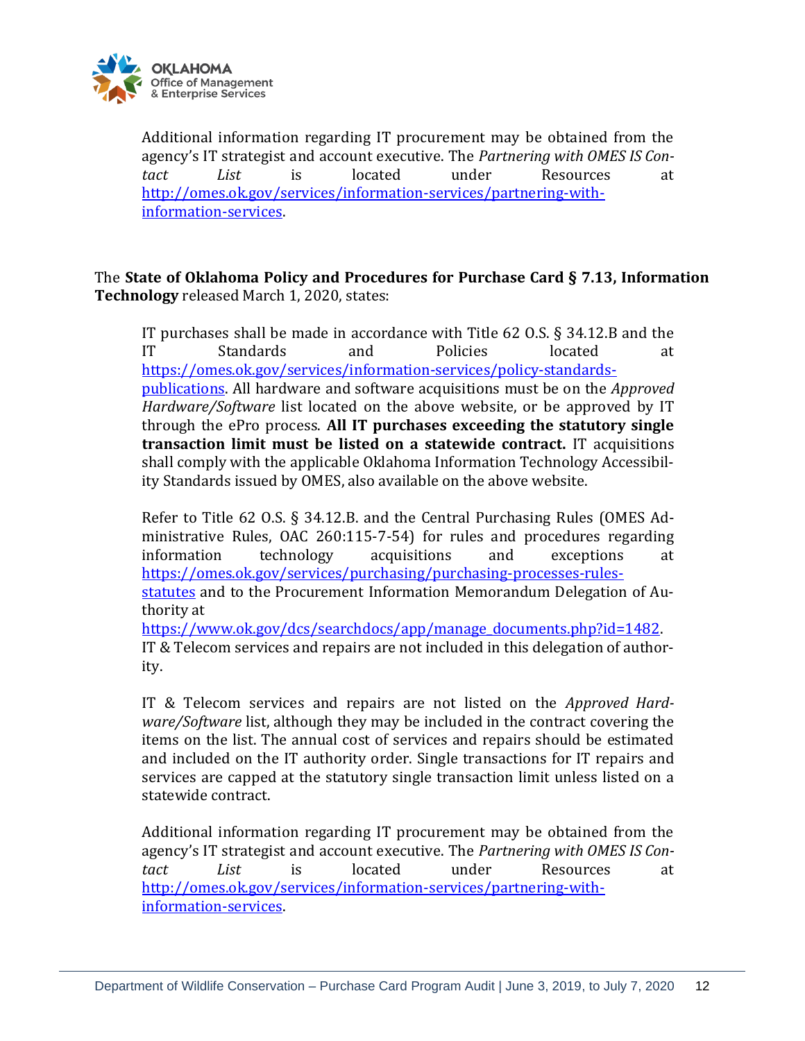> Additional information regarding IT procurement may be obtained from the agency's IT strategist and account executive. The *Partnering with OMES IS Contact List* is located under Resources at http://omes.ok.gov/services/information-services/partnering-with-information-services.

The **State of Oklahoma Policy and Procedures for Purchase Card § 7.13, Information Technology** released March 1, 2020, states:

> IT purchases shall be made in accordance with Title 62 O.S. § 34.12.B and the IT Standards and Policies located at https://omes.ok.gov/services/information-services/policy-standards-publications. All hardware and software acquisitions must be on the *Approved Hardware/Software* list located on the above website, or be approved by IT through the ePro process. **All IT purchases exceeding the statutory single transaction limit must be listed on a statewide contract.** IT acquisitions shall comply with the applicable Oklahoma Information Technology Accessibility Standards issued by OMES, also available on the above website.
>
> Refer to Title 62 O.S. § 34.12.B. and the Central Purchasing Rules (OMES Administrative Rules, OAC 260:115-7-54) for rules and procedures regarding information technology acquisitions and exceptions at https://omes.ok.gov/services/purchasing/purchasing-processes-rules-statutes and to the Procurement Information Memorandum Delegation of Authority at https://www.ok.gov/dcs/searchdocs/app/manage_documents.php?id=1482. IT & Telecom services and repairs are not included in this delegation of authority.
>
> IT & Telecom services and repairs are not listed on the *Approved Hardware/Software* list, although they may be included in the contract covering the items on the list. The annual cost of services and repairs should be estimated and included on the IT authority order. Single transactions for IT repairs and services are capped at the statutory single transaction limit unless listed on a statewide contract.
>
> Additional information regarding IT procurement may be obtained from the agency's IT strategist and account executive. The *Partnering with OMES IS Contact List* is located under Resources at http://omes.ok.gov/services/information-services/partnering-with-information-services.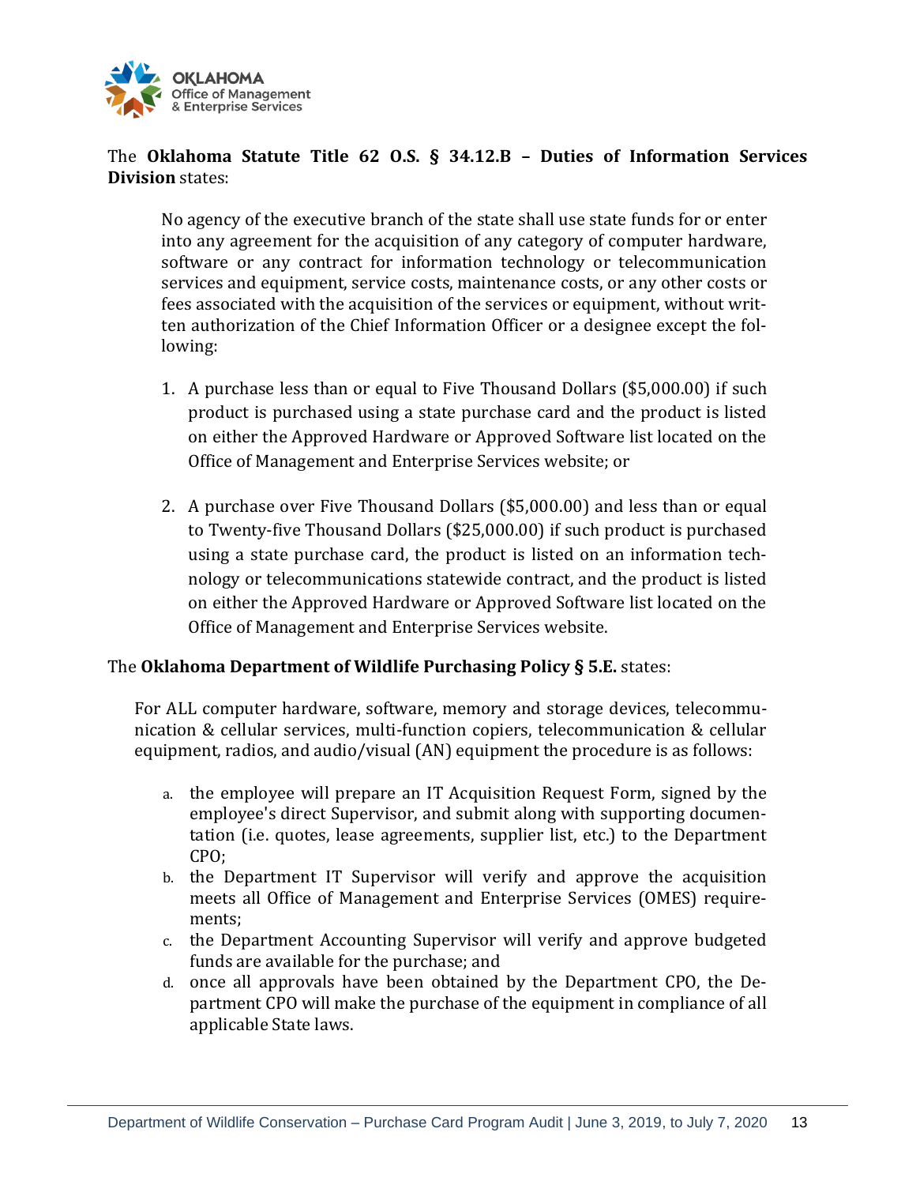The **Oklahoma Statute Title 62 O.S. § 34.12.B – Duties of Information Services Division** states:

> No agency of the executive branch of the state shall use state funds for or enter into any agreement for the acquisition of any category of computer hardware, software or any contract for information technology or telecommunication services and equipment, service costs, maintenance costs, or any other costs or fees associated with the acquisition of the services or equipment, without written authorization of the Chief Information Officer or a designee except the following:
>
> 1. A purchase less than or equal to Five Thousand Dollars ($5,000.00) if such product is purchased using a state purchase card and the product is listed on either the Approved Hardware or Approved Software list located on the Office of Management and Enterprise Services website; or
>
> 2. A purchase over Five Thousand Dollars ($5,000.00) and less than or equal to Twenty-five Thousand Dollars ($25,000.00) if such product is purchased using a state purchase card, the product is listed on an information technology or telecommunications statewide contract, and the product is listed on either the Approved Hardware or Approved Software list located on the Office of Management and Enterprise Services website.

The **Oklahoma Department of Wildlife Purchasing Policy § 5.E.** states:

> For ALL computer hardware, software, memory and storage devices, telecommunication & cellular services, multi-function copiers, telecommunication & cellular equipment, radios, and audio/visual (AN) equipment the procedure is as follows:
>
> a. the employee will prepare an IT Acquisition Request Form, signed by the employee's direct Supervisor, and submit along with supporting documentation (i.e. quotes, lease agreements, supplier list, etc.) to the Department CPO;
>
> b. the Department IT Supervisor will verify and approve the acquisition meets all Office of Management and Enterprise Services (OMES) requirements;
>
> c. the Department Accounting Supervisor will verify and approve budgeted funds are available for the purchase; and
>
> d. once all approvals have been obtained by the Department CPO, the Department CPO will make the purchase of the equipment in compliance of all applicable State laws.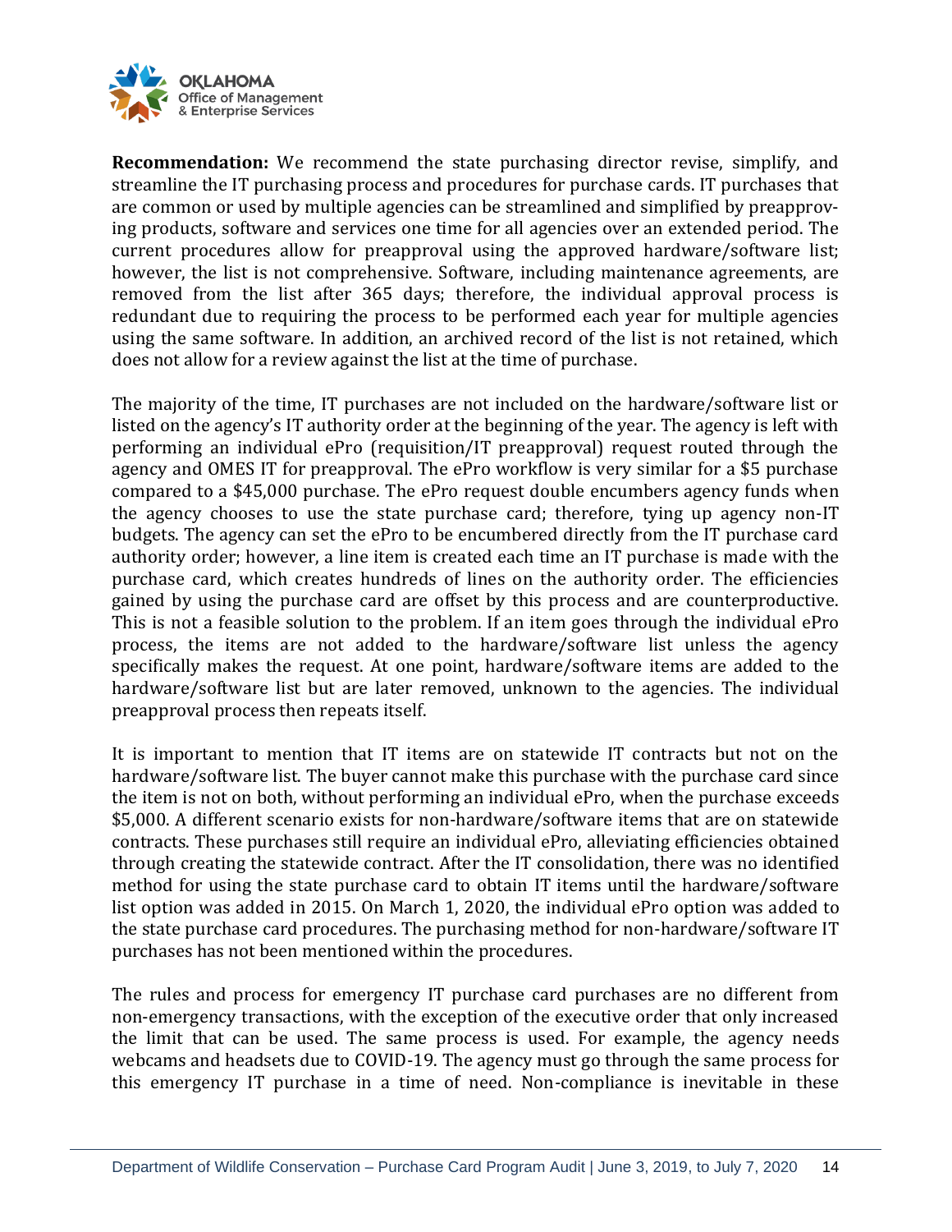**Recommendation:** We recommend the state purchasing director revise, simplify, and streamline the IT purchasing process and procedures for purchase cards. IT purchases that are common or used by multiple agencies can be streamlined and simplified by preapproving products, software and services one time for all agencies over an extended period. The current procedures allow for preapproval using the approved hardware/software list; however, the list is not comprehensive. Software, including maintenance agreements, are removed from the list after 365 days; therefore, the individual approval process is redundant due to requiring the process to be performed each year for multiple agencies using the same software. In addition, an archived record of the list is not retained, which does not allow for a review against the list at the time of purchase.

The majority of the time, IT purchases are not included on the hardware/software list or listed on the agency's IT authority order at the beginning of the year. The agency is left with performing an individual ePro (requisition/IT preapproval) request routed through the agency and OMES IT for preapproval. The ePro workflow is very similar for a $5 purchase compared to a $45,000 purchase. The ePro request double encumbers agency funds when the agency chooses to use the state purchase card; therefore, tying up agency non-IT budgets. The agency can set the ePro to be encumbered directly from the IT purchase card authority order; however, a line item is created each time an IT purchase is made with the purchase card, which creates hundreds of lines on the authority order. The efficiencies gained by using the purchase card are offset by this process and are counterproductive. This is not a feasible solution to the problem. If an item goes through the individual ePro process, the items are not added to the hardware/software list unless the agency specifically makes the request. At one point, hardware/software items are added to the hardware/software list but are later removed, unknown to the agencies. The individual preapproval process then repeats itself.

It is important to mention that IT items are on statewide IT contracts but not on the hardware/software list. The buyer cannot make this purchase with the purchase card since the item is not on both, without performing an individual ePro, when the purchase exceeds $5,000. A different scenario exists for non-hardware/software items that are on statewide contracts. These purchases still require an individual ePro, alleviating efficiencies obtained through creating the statewide contract. After the IT consolidation, there was no identified method for using the state purchase card to obtain IT items until the hardware/software list option was added in 2015. On March 1, 2020, the individual ePro option was added to the state purchase card procedures. The purchasing method for non-hardware/software IT purchases has not been mentioned within the procedures.

The rules and process for emergency IT purchase card purchases are no different from non-emergency transactions, with the exception of the executive order that only increased the limit that can be used. The same process is used. For example, the agency needs webcams and headsets due to COVID-19. The agency must go through the same process for this emergency IT purchase in a time of need. Non-compliance is inevitable in these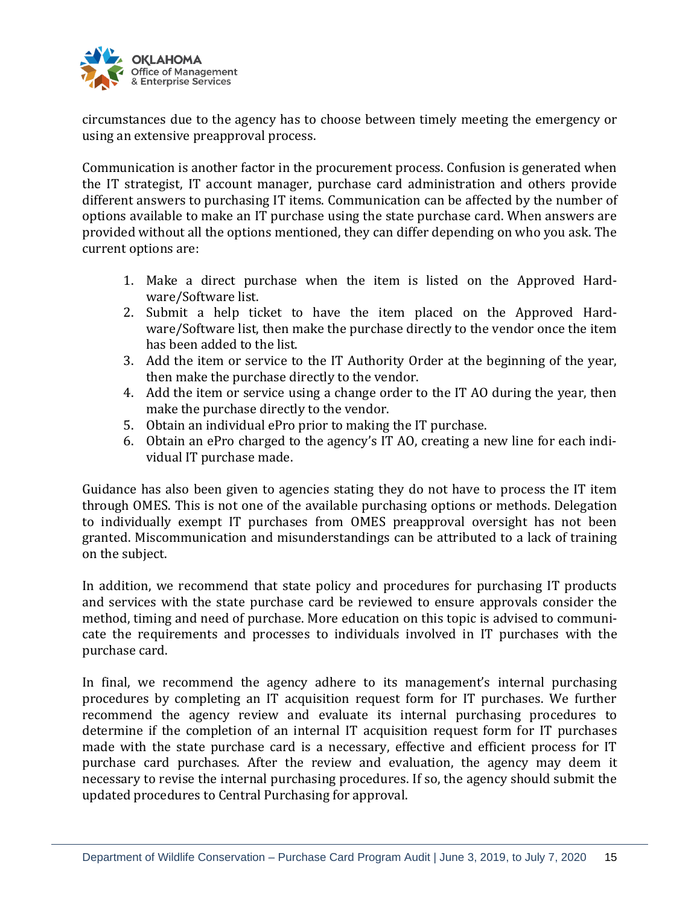circumstances due to the agency has to choose between timely meeting the emergency or using an extensive preapproval process.

Communication is another factor in the procurement process. Confusion is generated when the IT strategist, IT account manager, purchase card administration and others provide different answers to purchasing IT items. Communication can be affected by the number of options available to make an IT purchase using the state purchase card. When answers are provided without all the options mentioned, they can differ depending on who you ask. The current options are:

1. Make a direct purchase when the item is listed on the Approved Hardware/Software list.
2. Submit a help ticket to have the item placed on the Approved Hardware/Software list, then make the purchase directly to the vendor once the item has been added to the list.
3. Add the item or service to the IT Authority Order at the beginning of the year, then make the purchase directly to the vendor.
4. Add the item or service using a change order to the IT AO during the year, then make the purchase directly to the vendor.
5. Obtain an individual ePro prior to making the IT purchase.
6. Obtain an ePro charged to the agency's IT AO, creating a new line for each individual IT purchase made.

Guidance has also been given to agencies stating they do not have to process the IT item through OMES. This is not one of the available purchasing options or methods. Delegation to individually exempt IT purchases from OMES preapproval oversight has not been granted. Miscommunication and misunderstandings can be attributed to a lack of training on the subject.

In addition, we recommend that state policy and procedures for purchasing IT products and services with the state purchase card be reviewed to ensure approvals consider the method, timing and need of purchase. More education on this topic is advised to communicate the requirements and processes to individuals involved in IT purchases with the purchase card.

In final, we recommend the agency adhere to its management's internal purchasing procedures by completing an IT acquisition request form for IT purchases. We further recommend the agency review and evaluate its internal purchasing procedures to determine if the completion of an internal IT acquisition request form for IT purchases made with the state purchase card is a necessary, effective and efficient process for IT purchase card purchases. After the review and evaluation, the agency may deem it necessary to revise the internal purchasing procedures. If so, the agency should submit the updated procedures to Central Purchasing for approval.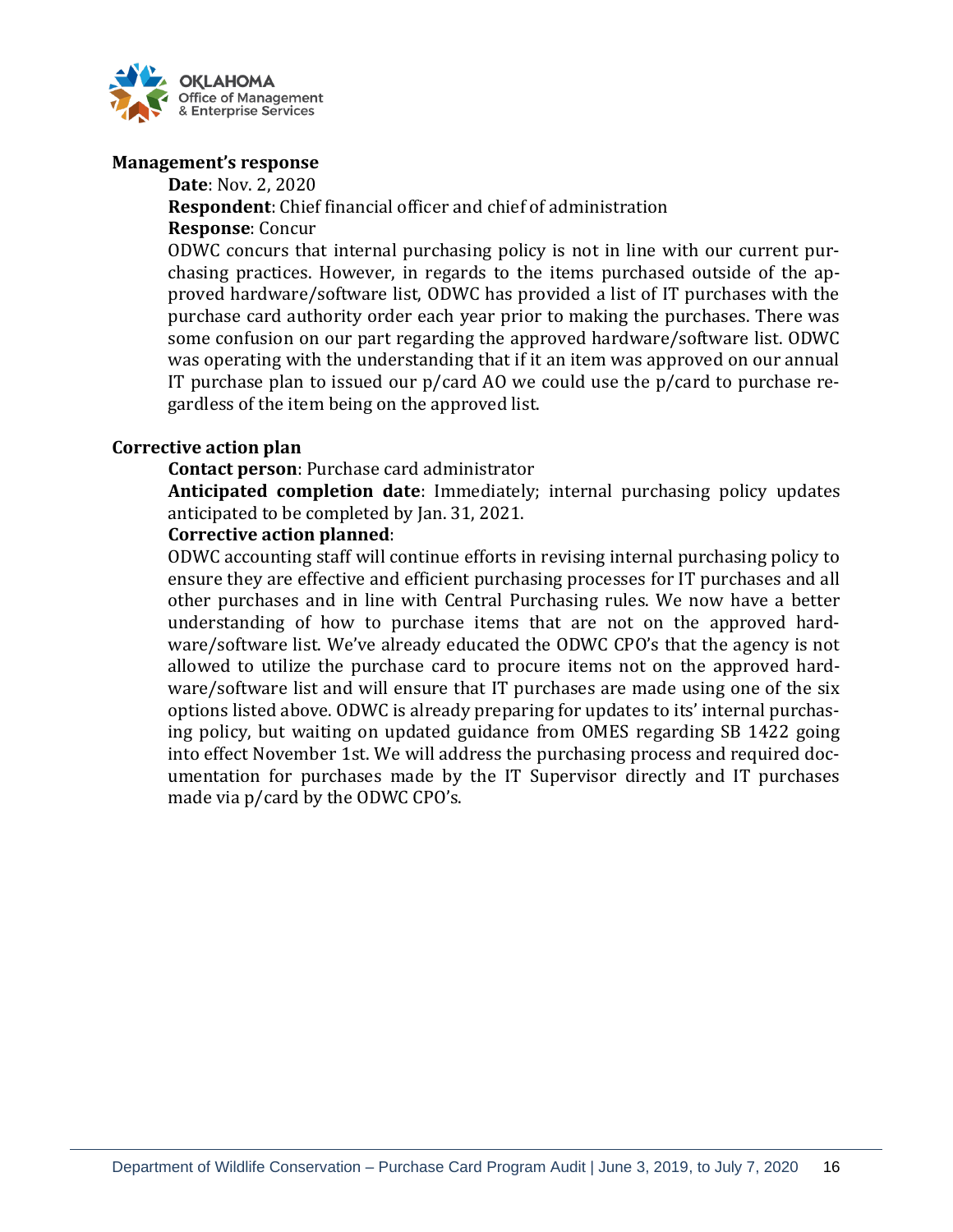**Management's response**

**Date**: Nov. 2, 2020

**Respondent**: Chief financial officer and chief of administration

**Response**: Concur

ODWC concurs that internal purchasing policy is not in line with our current purchasing practices. However, in regards to the items purchased outside of the approved hardware/software list, ODWC has provided a list of IT purchases with the purchase card authority order each year prior to making the purchases. There was some confusion on our part regarding the approved hardware/software list. ODWC was operating with the understanding that if it an item was approved on our annual IT purchase plan to issued our p/card AO we could use the p/card to purchase regardless of the item being on the approved list.

**Corrective action plan**

**Contact person**: Purchase card administrator

**Anticipated completion date**: Immediately; internal purchasing policy updates anticipated to be completed by Jan. 31, 2021.

**Corrective action planned**:

ODWC accounting staff will continue efforts in revising internal purchasing policy to ensure they are effective and efficient purchasing processes for IT purchases and all other purchases and in line with Central Purchasing rules. We now have a better understanding of how to purchase items that are not on the approved hardware/software list. We've already educated the ODWC CPO's that the agency is not allowed to utilize the purchase card to procure items not on the approved hardware/software list and will ensure that IT purchases are made using one of the six options listed above. ODWC is already preparing for updates to its' internal purchasing policy, but waiting on updated guidance from OMES regarding SB 1422 going into effect November 1st. We will address the purchasing process and required documentation for purchases made by the IT Supervisor directly and IT purchases made via p/card by the ODWC CPO's.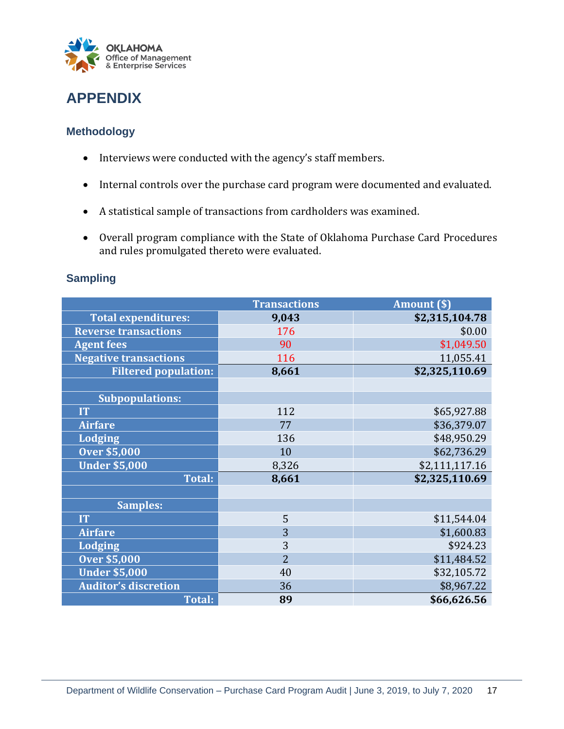# APPENDIX

## Methodology

- Interviews were conducted with the agency's staff members.
- Internal controls over the purchase card program were documented and evaluated.
- A statistical sample of transactions from cardholders was examined.
- Overall program compliance with the State of Oklahoma Purchase Card Procedures and rules promulgated thereto were evaluated.

## Sampling

| | Transactions | Amount ($) |
|---|---|---|
| **Total expenditures:** | **9,043** | **$2,315,104.78** |
| **Reverse transactions** | 176 | $0.00 |
| **Agent fees** | 90 | $1,049.50 |
| **Negative transactions** | 116 | 11,055.41 |
| **Filtered population:** | **8,661** | **$2,325,110.69** |
| | | |
| **Subpopulations:** | | |
| **IT** | 112 | $65,927.88 |
| **Airfare** | 77 | $36,379.07 |
| **Lodging** | 136 | $48,950.29 |
| **Over $5,000** | 10 | $62,736.29 |
| **Under $5,000** | 8,326 | $2,111,117.16 |
| **Total:** | **8,661** | **$2,325,110.69** |
| | | |
| **Samples:** | | |
| **IT** | 5 | $11,544.04 |
| **Airfare** | 3 | $1,600.83 |
| **Lodging** | 3 | $924.23 |
| **Over $5,000** | 2 | $11,484.52 |
| **Under $5,000** | 40 | $32,105.72 |
| **Auditor's discretion** | 36 | $8,967.22 |
| **Total:** | **89** | **$66,626.56** |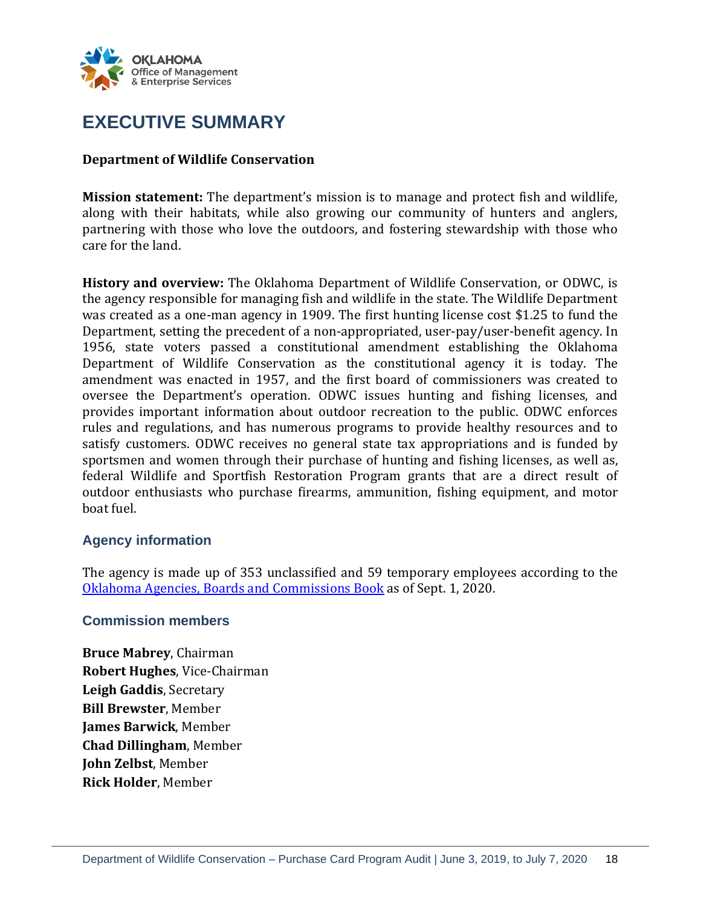# EXECUTIVE SUMMARY

**Department of Wildlife Conservation**

**Mission statement:** The department's mission is to manage and protect fish and wildlife, along with their habitats, while also growing our community of hunters and anglers, partnering with those who love the outdoors, and fostering stewardship with those who care for the land.

**History and overview:** The Oklahoma Department of Wildlife Conservation, or ODWC, is the agency responsible for managing fish and wildlife in the state. The Wildlife Department was created as a one-man agency in 1909. The first hunting license cost $1.25 to fund the Department, setting the precedent of a non-appropriated, user-pay/user-benefit agency. In 1956, state voters passed a constitutional amendment establishing the Oklahoma Department of Wildlife Conservation as the constitutional agency it is today. The amendment was enacted in 1957, and the first board of commissioners was created to oversee the Department's operation. ODWC issues hunting and fishing licenses, and provides important information about outdoor recreation to the public. ODWC enforces rules and regulations, and has numerous programs to provide healthy resources and to satisfy customers. ODWC receives no general state tax appropriations and is funded by sportsmen and women through their purchase of hunting and fishing licenses, as well as, federal Wildlife and Sportfish Restoration Program grants that are a direct result of outdoor enthusiasts who purchase firearms, ammunition, fishing equipment, and motor boat fuel.

## Agency information

The agency is made up of 353 unclassified and 59 temporary employees according to the Oklahoma Agencies, Boards and Commissions Book as of Sept. 1, 2020.

## Commission members

**Bruce Mabrey**, Chairman
**Robert Hughes**, Vice-Chairman
**Leigh Gaddis**, Secretary
**Bill Brewster**, Member
**James Barwick**, Member
**Chad Dillingham**, Member
**John Zelbst**, Member
**Rick Holder**, Member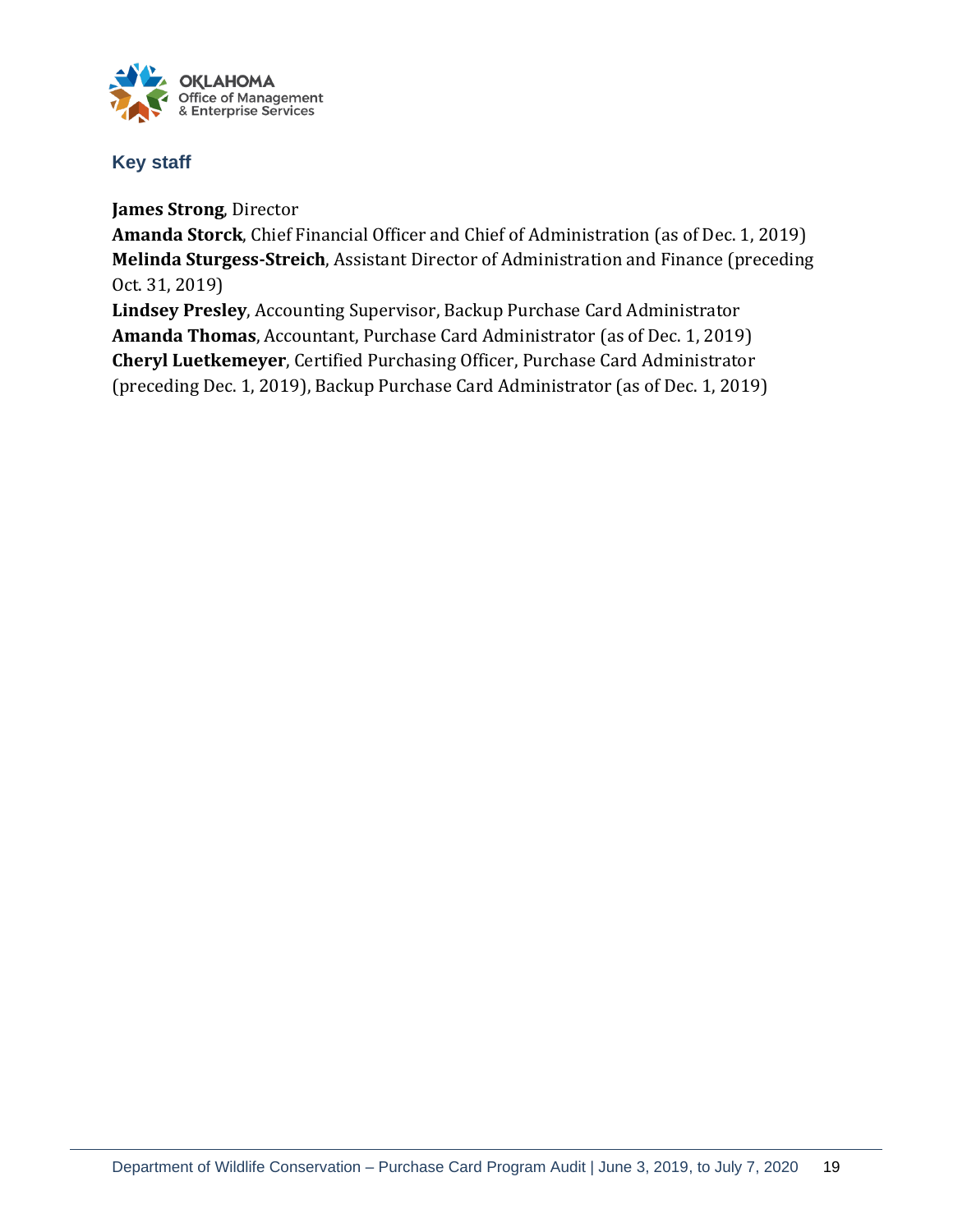## Key staff

**James Strong**, Director  
**Amanda Storck**, Chief Financial Officer and Chief of Administration (as of Dec. 1, 2019)  
**Melinda Sturgess-Streich**, Assistant Director of Administration and Finance (preceding Oct. 31, 2019)  
**Lindsey Presley**, Accounting Supervisor, Backup Purchase Card Administrator  
**Amanda Thomas**, Accountant, Purchase Card Administrator (as of Dec. 1, 2019)  
**Cheryl Luetkemeyer**, Certified Purchasing Officer, Purchase Card Administrator (preceding Dec. 1, 2019), Backup Purchase Card Administrator (as of Dec. 1, 2019)